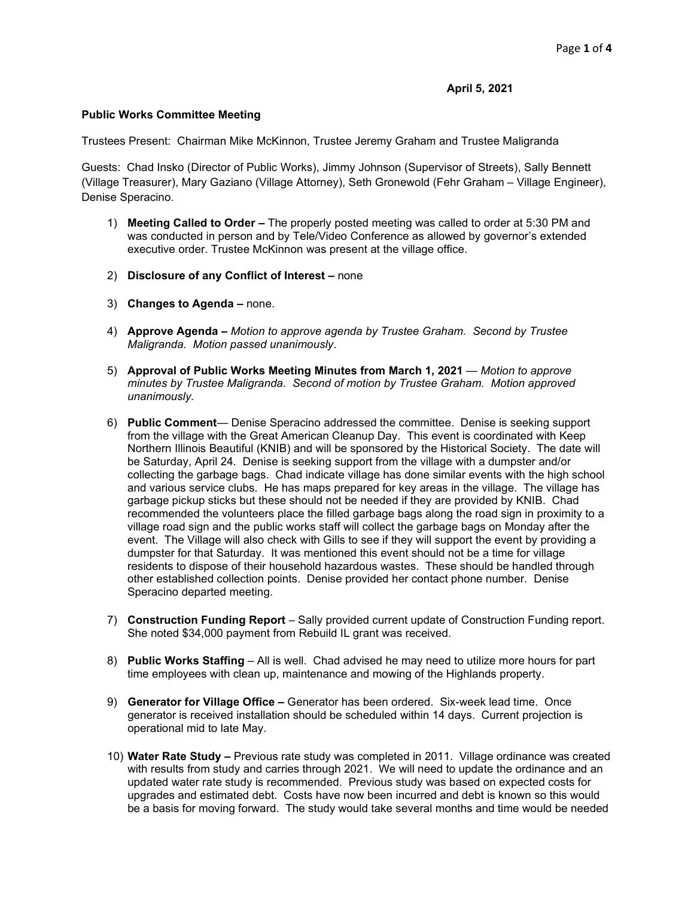**April 5, 2021**

**Public Works Committee Meeting**

Trustees Present: Chairman Mike McKinnon, Trustee Jeremy Graham and Trustee Maligranda

Guests: Chad Insko (Director of Public Works), Jimmy Johnson (Supervisor of Streets), Sally Bennett (Village Treasurer), Mary Gaziano (Village Attorney), Seth Gronewold (Fehr Graham – Village Engineer), Denise Speracino.

1) **Meeting Called to Order –** The properly posted meeting was called to order at 5:30 PM and was conducted in person and by Tele/Video Conference as allowed by governor's extended executive order. Trustee McKinnon was present at the village office.

2) **Disclosure of any Conflict of Interest –** none

3) **Changes to Agenda –** none.

4) **Approve Agenda –** *Motion to approve agenda by Trustee Graham. Second by Trustee Maligranda. Motion passed unanimously*.

5) **Approval of Public Works Meeting Minutes from March 1, 2021** — *Motion to approve minutes by Trustee Maligranda. Second of motion by Trustee Graham. Motion approved unanimously.*

6) **Public Comment**— Denise Speracino addressed the committee. Denise is seeking support from the village with the Great American Cleanup Day. This event is coordinated with Keep Northern Illinois Beautiful (KNIB) and will be sponsored by the Historical Society. The date will be Saturday, April 24. Denise is seeking support from the village with a dumpster and/or collecting the garbage bags. Chad indicate village has done similar events with the high school and various service clubs. He has maps prepared for key areas in the village. The village has garbage pickup sticks but these should not be needed if they are provided by KNIB. Chad recommended the volunteers place the filled garbage bags along the road sign in proximity to a village road sign and the public works staff will collect the garbage bags on Monday after the event. The Village will also check with Gills to see if they will support the event by providing a dumpster for that Saturday. It was mentioned this event should not be a time for village residents to dispose of their household hazardous wastes. These should be handled through other established collection points. Denise provided her contact phone number. Denise Speracino departed meeting.

7) **Construction Funding Report** – Sally provided current update of Construction Funding report. She noted $34,000 payment from Rebuild IL grant was received.

8) **Public Works Staffing** – All is well. Chad advised he may need to utilize more hours for part time employees with clean up, maintenance and mowing of the Highlands property.

9) **Generator for Village Office –** Generator has been ordered. Six-week lead time. Once generator is received installation should be scheduled within 14 days. Current projection is operational mid to late May.

10) **Water Rate Study –** Previous rate study was completed in 2011. Village ordinance was created with results from study and carries through 2021. We will need to update the ordinance and an updated water rate study is recommended. Previous study was based on expected costs for upgrades and estimated debt. Costs have now been incurred and debt is known so this would be a basis for moving forward. The study would take several months and time would be needed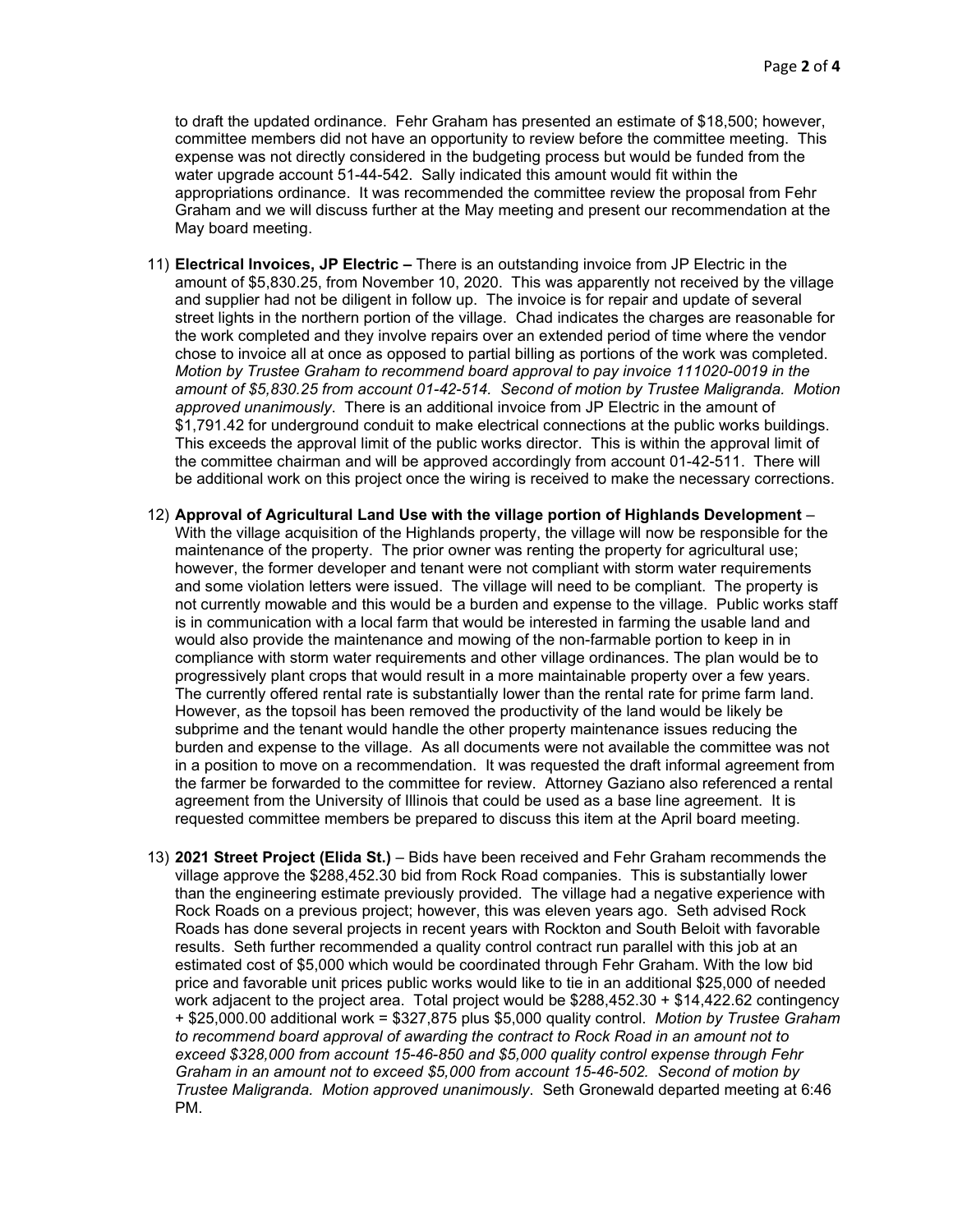to draft the updated ordinance. Fehr Graham has presented an estimate of $18,500; however, committee members did not have an opportunity to review before the committee meeting. This expense was not directly considered in the budgeting process but would be funded from the water upgrade account 51-44-542. Sally indicated this amount would fit within the appropriations ordinance. It was recommended the committee review the proposal from Fehr Graham and we will discuss further at the May meeting and present our recommendation at the May board meeting.

11) **Electrical Invoices, JP Electric –** There is an outstanding invoice from JP Electric in the amount of $5,830.25, from November 10, 2020. This was apparently not received by the village and supplier had not be diligent in follow up. The invoice is for repair and update of several street lights in the northern portion of the village. Chad indicates the charges are reasonable for the work completed and they involve repairs over an extended period of time where the vendor chose to invoice all at once as opposed to partial billing as portions of the work was completed. *Motion by Trustee Graham to recommend board approval to pay invoice 111020-0019 in the amount of $5,830.25 from account 01-42-514. Second of motion by Trustee Maligranda. Motion approved unanimously*. There is an additional invoice from JP Electric in the amount of $1,791.42 for underground conduit to make electrical connections at the public works buildings. This exceeds the approval limit of the public works director. This is within the approval limit of the committee chairman and will be approved accordingly from account 01-42-511. There will be additional work on this project once the wiring is received to make the necessary corrections.

12) **Approval of Agricultural Land Use with the village portion of Highlands Development** – With the village acquisition of the Highlands property, the village will now be responsible for the maintenance of the property. The prior owner was renting the property for agricultural use; however, the former developer and tenant were not compliant with storm water requirements and some violation letters were issued. The village will need to be compliant. The property is not currently mowable and this would be a burden and expense to the village. Public works staff is in communication with a local farm that would be interested in farming the usable land and would also provide the maintenance and mowing of the non-farmable portion to keep in in compliance with storm water requirements and other village ordinances. The plan would be to progressively plant crops that would result in a more maintainable property over a few years. The currently offered rental rate is substantially lower than the rental rate for prime farm land. However, as the topsoil has been removed the productivity of the land would be likely be subprime and the tenant would handle the other property maintenance issues reducing the burden and expense to the village. As all documents were not available the committee was not in a position to move on a recommendation. It was requested the draft informal agreement from the farmer be forwarded to the committee for review. Attorney Gaziano also referenced a rental agreement from the University of Illinois that could be used as a base line agreement. It is requested committee members be prepared to discuss this item at the April board meeting.

13) **2021 Street Project (Elida St.)** – Bids have been received and Fehr Graham recommends the village approve the $288,452.30 bid from Rock Road companies. This is substantially lower than the engineering estimate previously provided. The village had a negative experience with Rock Roads on a previous project; however, this was eleven years ago. Seth advised Rock Roads has done several projects in recent years with Rockton and South Beloit with favorable results. Seth further recommended a quality control contract run parallel with this job at an estimated cost of $5,000 which would be coordinated through Fehr Graham. With the low bid price and favorable unit prices public works would like to tie in an additional $25,000 of needed work adjacent to the project area. Total project would be $288,452.30 + $14,422.62 contingency + $25,000.00 additional work = $327,875 plus $5,000 quality control. *Motion by Trustee Graham to recommend board approval of awarding the contract to Rock Road in an amount not to exceed $328,000 from account 15-46-850 and $5,000 quality control expense through Fehr Graham in an amount not to exceed $5,000 from account 15-46-502. Second of motion by Trustee Maligranda. Motion approved unanimously*. Seth Gronewald departed meeting at 6:46 PM.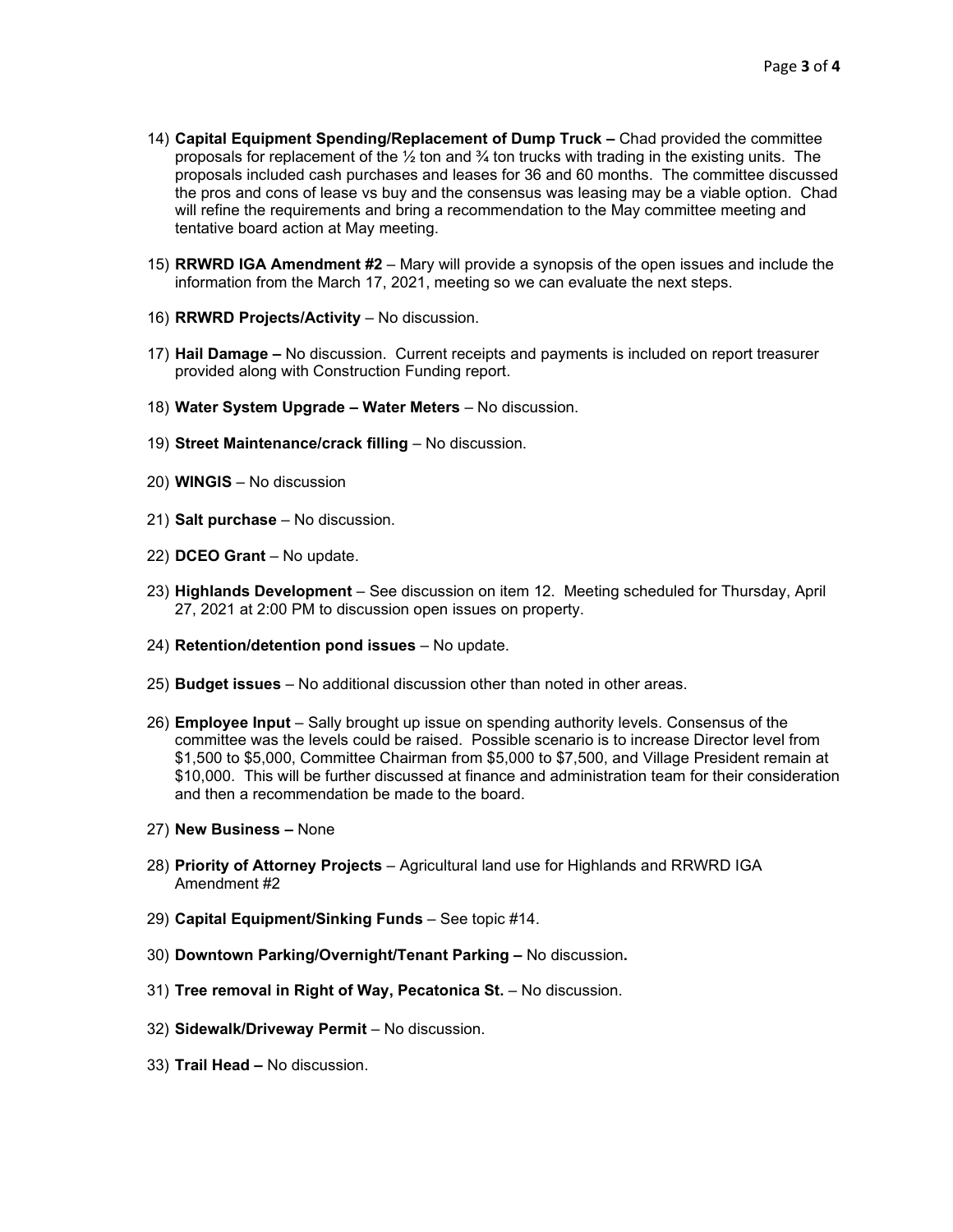14) **Capital Equipment Spending/Replacement of Dump Truck –** Chad provided the committee proposals for replacement of the ½ ton and ¾ ton trucks with trading in the existing units. The proposals included cash purchases and leases for 36 and 60 months. The committee discussed the pros and cons of lease vs buy and the consensus was leasing may be a viable option. Chad will refine the requirements and bring a recommendation to the May committee meeting and tentative board action at May meeting.

15) **RRWRD IGA Amendment #2** – Mary will provide a synopsis of the open issues and include the information from the March 17, 2021, meeting so we can evaluate the next steps.

16) **RRWRD Projects/Activity** – No discussion.

17) **Hail Damage –** No discussion. Current receipts and payments is included on report treasurer provided along with Construction Funding report.

18) **Water System Upgrade – Water Meters** – No discussion.

19) **Street Maintenance/crack filling** – No discussion.

20) **WINGIS** – No discussion

21) **Salt purchase** – No discussion.

22) **DCEO Grant** – No update.

23) **Highlands Development** – See discussion on item 12. Meeting scheduled for Thursday, April 27, 2021 at 2:00 PM to discussion open issues on property.

24) **Retention/detention pond issues** – No update.

25) **Budget issues** – No additional discussion other than noted in other areas.

26) **Employee Input** – Sally brought up issue on spending authority levels. Consensus of the committee was the levels could be raised. Possible scenario is to increase Director level from $1,500 to $5,000, Committee Chairman from $5,000 to $7,500, and Village President remain at $10,000. This will be further discussed at finance and administration team for their consideration and then a recommendation be made to the board.

27) **New Business –** None

28) **Priority of Attorney Projects** – Agricultural land use for Highlands and RRWRD IGA Amendment #2

29) **Capital Equipment/Sinking Funds** – See topic #14.

30) **Downtown Parking/Overnight/Tenant Parking –** No discussion**.**

31) **Tree removal in Right of Way, Pecatonica St.** – No discussion.

32) **Sidewalk/Driveway Permit** – No discussion.

33) **Trail Head –** No discussion.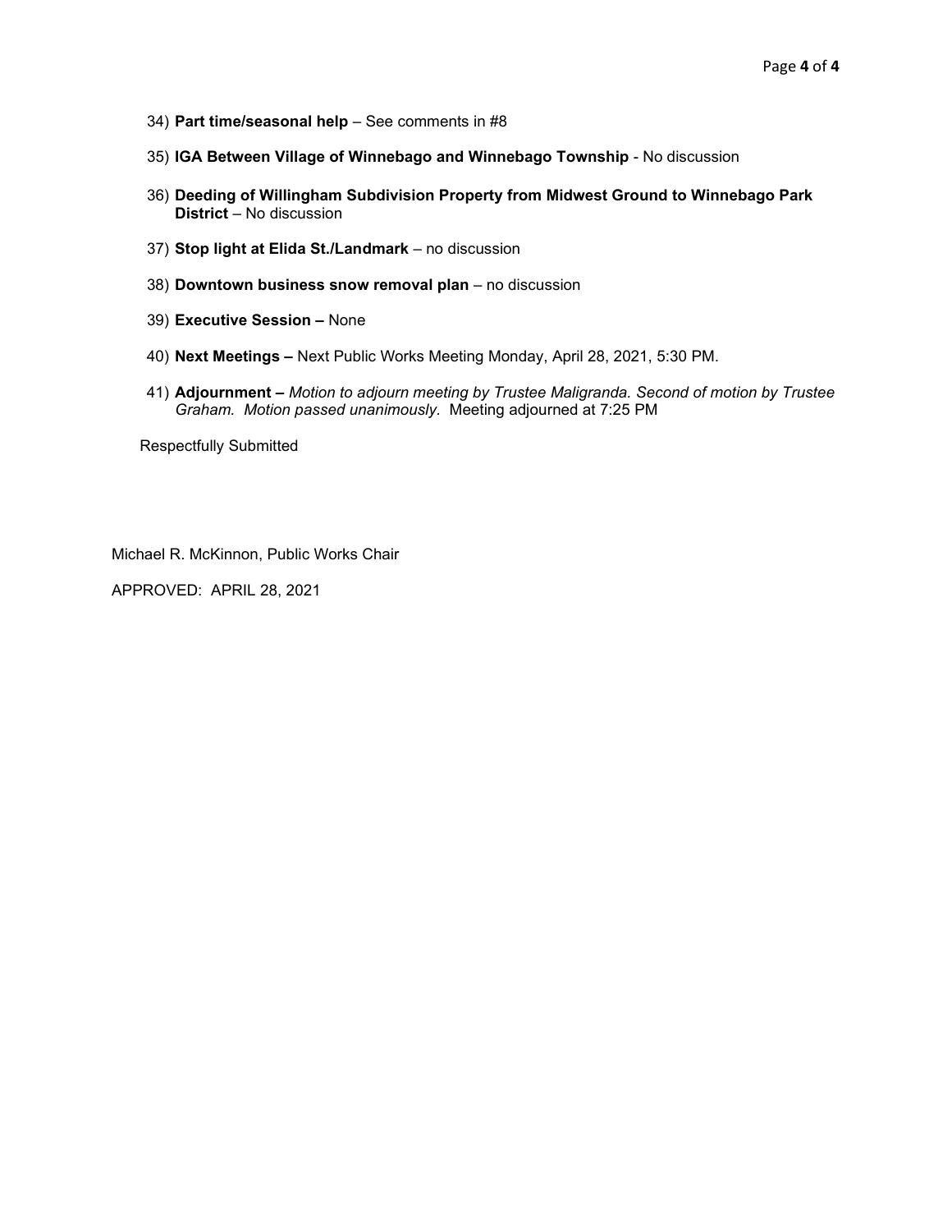34) **Part time/seasonal help** – See comments in #8

35) **IGA Between Village of Winnebago and Winnebago Township** - No discussion

36) **Deeding of Willingham Subdivision Property from Midwest Ground to Winnebago Park District** – No discussion

37) **Stop light at Elida St./Landmark** – no discussion

38) **Downtown business snow removal plan** – no discussion

39) **Executive Session –** None

40) **Next Meetings –** Next Public Works Meeting Monday, April 28, 2021, 5:30 PM.

41) **Adjournment –** *Motion to adjourn meeting by Trustee Maligranda. Second of motion by Trustee Graham. Motion passed unanimously.* Meeting adjourned at 7:25 PM

Respectfully Submitted

Michael R. McKinnon, Public Works Chair

APPROVED: APRIL 28, 2021